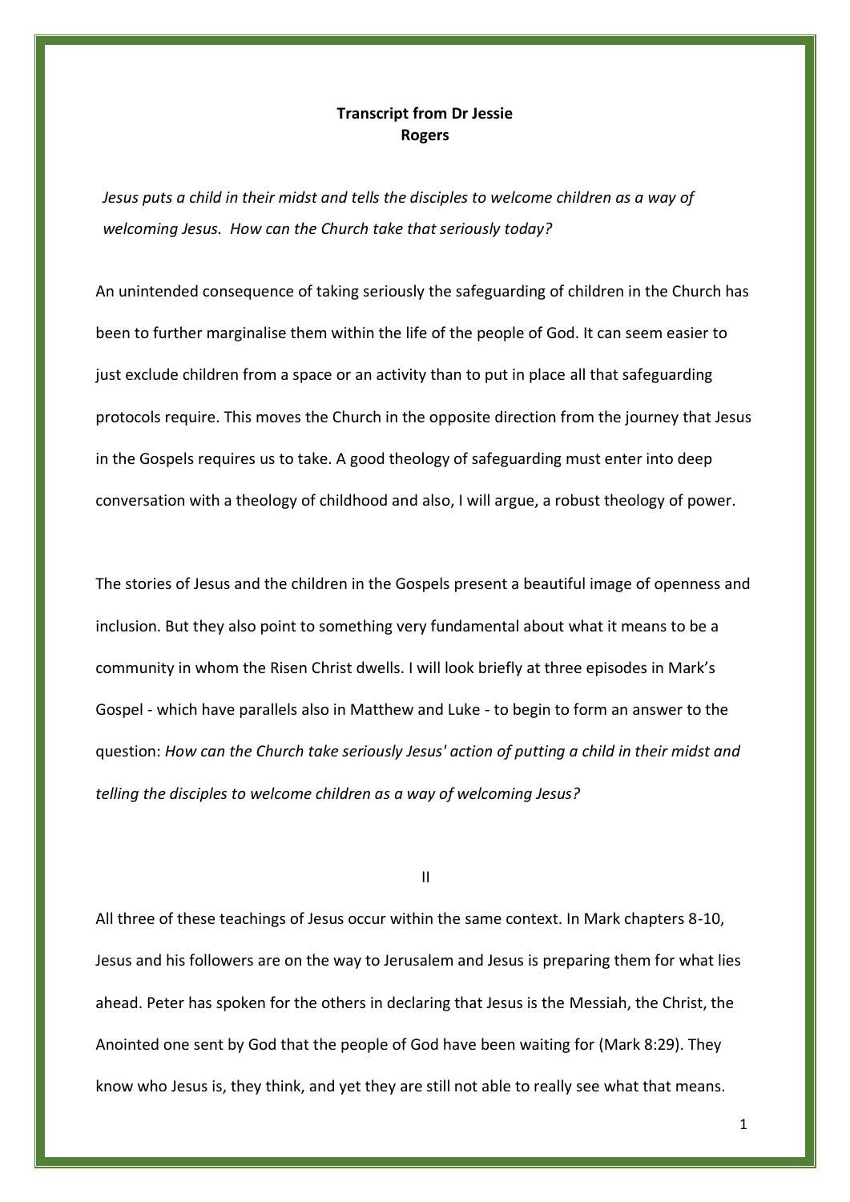**Transcript from Dr Jessie Rogers**

*Jesus puts a child in their midst and tells the disciples to welcome children as a way of welcoming Jesus. How can the Church take that seriously today?*

An unintended consequence of taking seriously the safeguarding of children in the Church has been to further marginalise them within the life of the people of God. It can seem easier to just exclude children from a space or an activity than to put in place all that safeguarding protocols require. This moves the Church in the opposite direction from the journey that Jesus in the Gospels requires us to take. A good theology of safeguarding must enter into deep conversation with a theology of childhood and also, I will argue, a robust theology of power.

The stories of Jesus and the children in the Gospels present a beautiful image of openness and inclusion. But they also point to something very fundamental about what it means to be a community in whom the Risen Christ dwells. I will look briefly at three episodes in Mark's Gospel - which have parallels also in Matthew and Luke - to begin to form an answer to the question: *How can the Church take seriously Jesus' action of putting a child in their midst and telling the disciples to welcome children as a way of welcoming Jesus?*

II

All three of these teachings of Jesus occur within the same context. In Mark chapters 8-10, Jesus and his followers are on the way to Jerusalem and Jesus is preparing them for what lies ahead. Peter has spoken for the others in declaring that Jesus is the Messiah, the Christ, the Anointed one sent by God that the people of God have been waiting for (Mark 8:29). They know who Jesus is, they think, and yet they are still not able to really see what that means.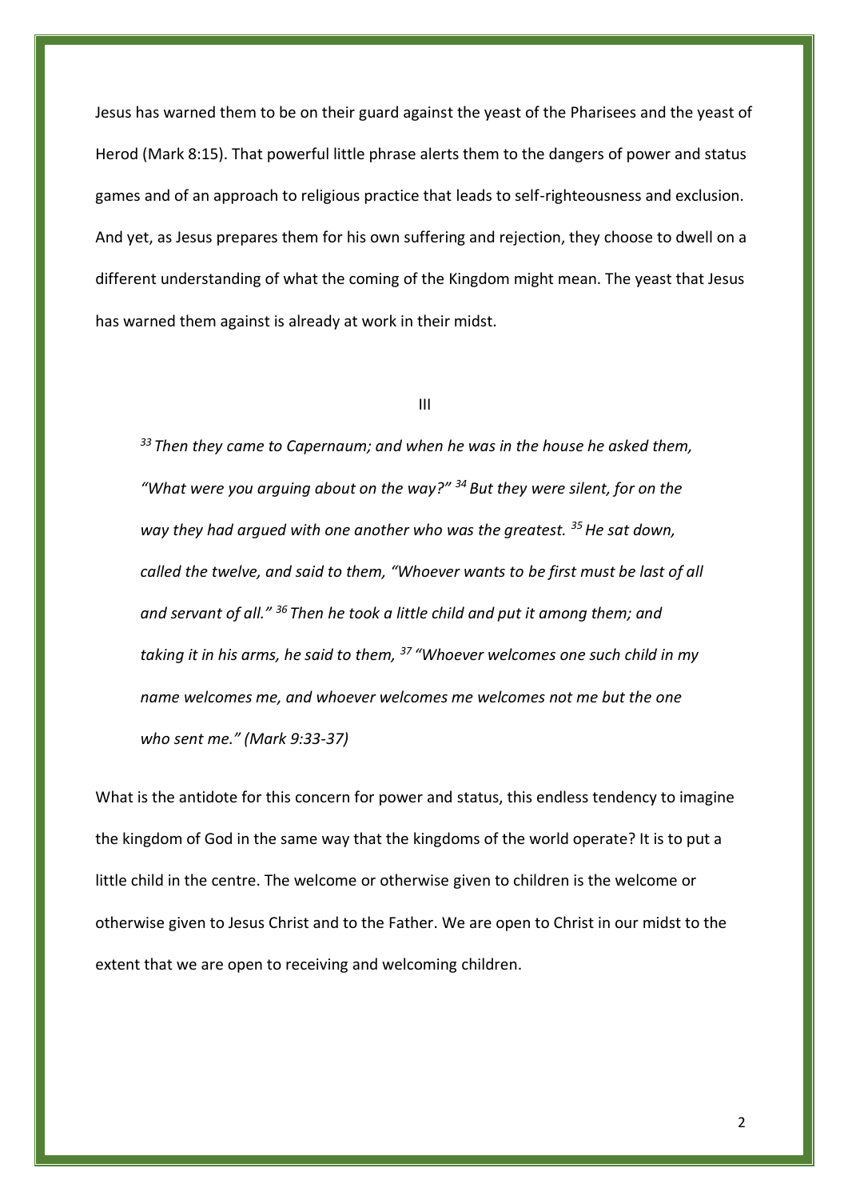Jesus has warned them to be on their guard against the yeast of the Pharisees and the yeast of Herod (Mark 8:15). That powerful little phrase alerts them to the dangers of power and status games and of an approach to religious practice that leads to self-righteousness and exclusion. And yet, as Jesus prepares them for his own suffering and rejection, they choose to dwell on a different understanding of what the coming of the Kingdom might mean. The yeast that Jesus has warned them against is already at work in their midst.

III

> *[33] Then they came to Capernaum; and when he was in the house he asked them, "What were you arguing about on the way?" [34] But they were silent, for on the way they had argued with one another who was the greatest. [35] He sat down, called the twelve, and said to them, "Whoever wants to be first must be last of all and servant of all." [36] Then he took a little child and put it among them; and taking it in his arms, he said to them, [37] "Whoever welcomes one such child in my name welcomes me, and whoever welcomes me welcomes not me but the one who sent me." (Mark 9:33-37)*

What is the antidote for this concern for power and status, this endless tendency to imagine the kingdom of God in the same way that the kingdoms of the world operate? It is to put a little child in the centre. The welcome or otherwise given to children is the welcome or otherwise given to Jesus Christ and to the Father. We are open to Christ in our midst to the extent that we are open to receiving and welcoming children.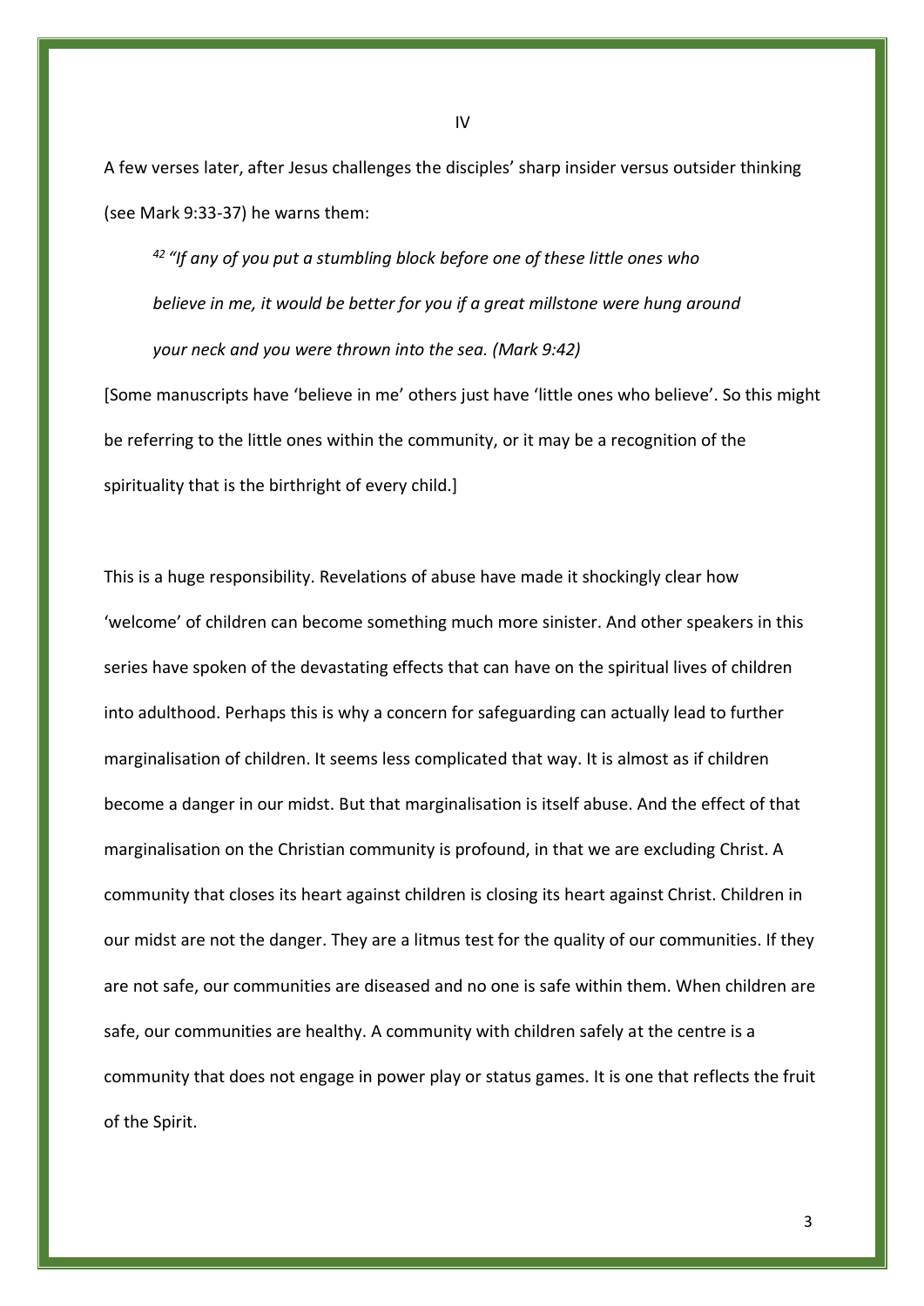## IV

A few verses later, after Jesus challenges the disciples' sharp insider versus outsider thinking (see Mark 9:33-37) he warns them:

> [42] *"If any of you put a stumbling block before one of these little ones who believe in me, it would be better for you if a great millstone were hung around your neck and you were thrown into the sea. (Mark 9:42)*

[Some manuscripts have 'believe in me' others just have 'little ones who believe'. So this might be referring to the little ones within the community, or it may be a recognition of the spirituality that is the birthright of every child.]

This is a huge responsibility. Revelations of abuse have made it shockingly clear how 'welcome' of children can become something much more sinister. And other speakers in this series have spoken of the devastating effects that can have on the spiritual lives of children into adulthood. Perhaps this is why a concern for safeguarding can actually lead to further marginalisation of children. It seems less complicated that way. It is almost as if children become a danger in our midst. But that marginalisation is itself abuse. And the effect of that marginalisation on the Christian community is profound, in that we are excluding Christ. A community that closes its heart against children is closing its heart against Christ. Children in our midst are not the danger. They are a litmus test for the quality of our communities. If they are not safe, our communities are diseased and no one is safe within them. When children are safe, our communities are healthy. A community with children safely at the centre is a community that does not engage in power play or status games. It is one that reflects the fruit of the Spirit.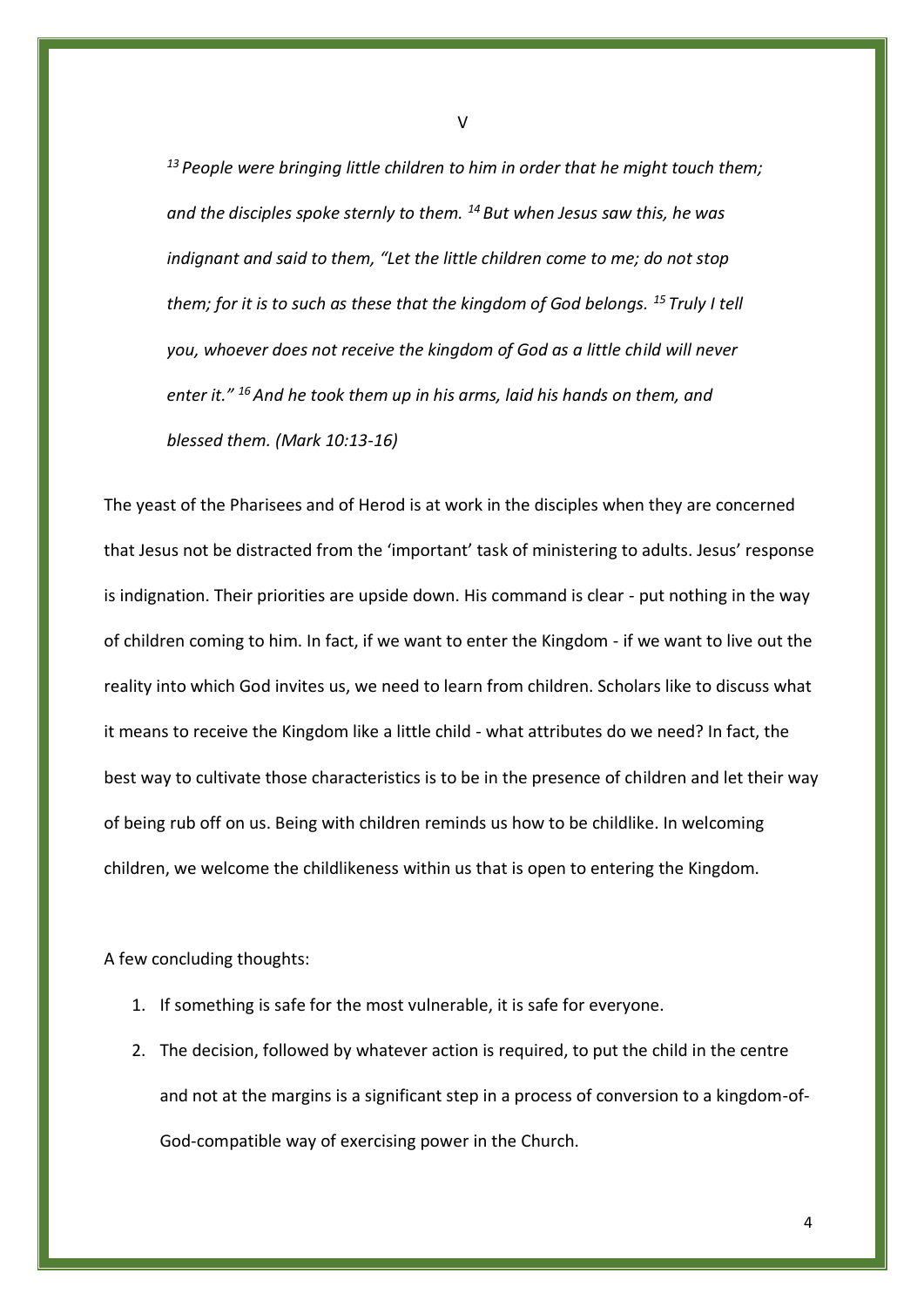## V

*[13] People were bringing little children to him in order that he might touch them; and the disciples spoke sternly to them. [14] But when Jesus saw this, he was indignant and said to them, "Let the little children come to me; do not stop them; for it is to such as these that the kingdom of God belongs. [15] Truly I tell you, whoever does not receive the kingdom of God as a little child will never enter it." [16] And he took them up in his arms, laid his hands on them, and blessed them. (Mark 10:13-16)*

The yeast of the Pharisees and of Herod is at work in the disciples when they are concerned that Jesus not be distracted from the 'important' task of ministering to adults. Jesus' response is indignation. Their priorities are upside down. His command is clear - put nothing in the way of children coming to him. In fact, if we want to enter the Kingdom - if we want to live out the reality into which God invites us, we need to learn from children. Scholars like to discuss what it means to receive the Kingdom like a little child - what attributes do we need? In fact, the best way to cultivate those characteristics is to be in the presence of children and let their way of being rub off on us. Being with children reminds us how to be childlike. In welcoming children, we welcome the childlikeness within us that is open to entering the Kingdom.

A few concluding thoughts:

1. If something is safe for the most vulnerable, it is safe for everyone.
2. The decision, followed by whatever action is required, to put the child in the centre and not at the margins is a significant step in a process of conversion to a kingdom-of-God-compatible way of exercising power in the Church.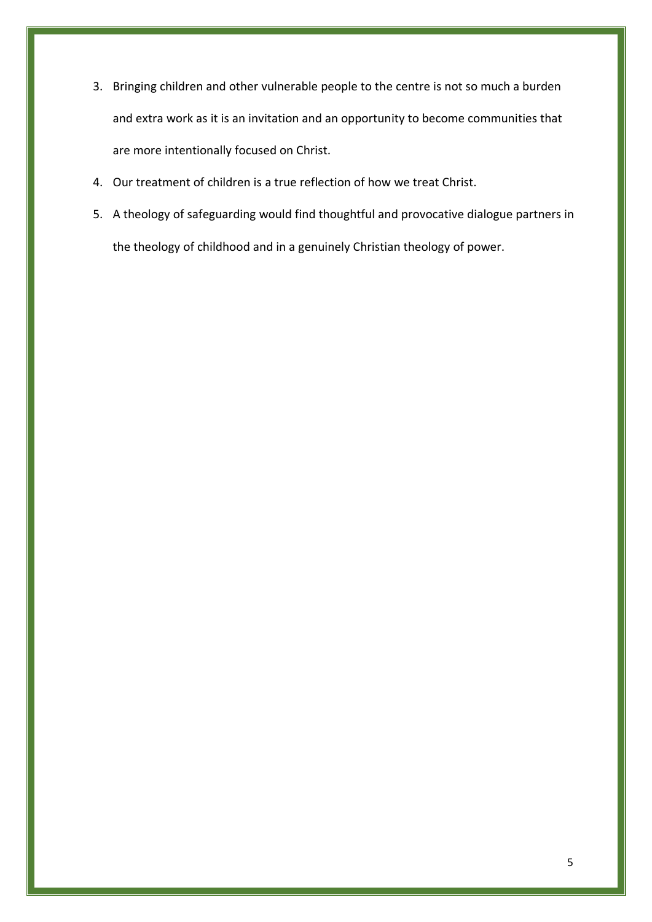3. Bringing children and other vulnerable people to the centre is not so much a burden and extra work as it is an invitation and an opportunity to become communities that are more intentionally focused on Christ.
4. Our treatment of children is a true reflection of how we treat Christ.
5. A theology of safeguarding would find thoughtful and provocative dialogue partners in the theology of childhood and in a genuinely Christian theology of power.